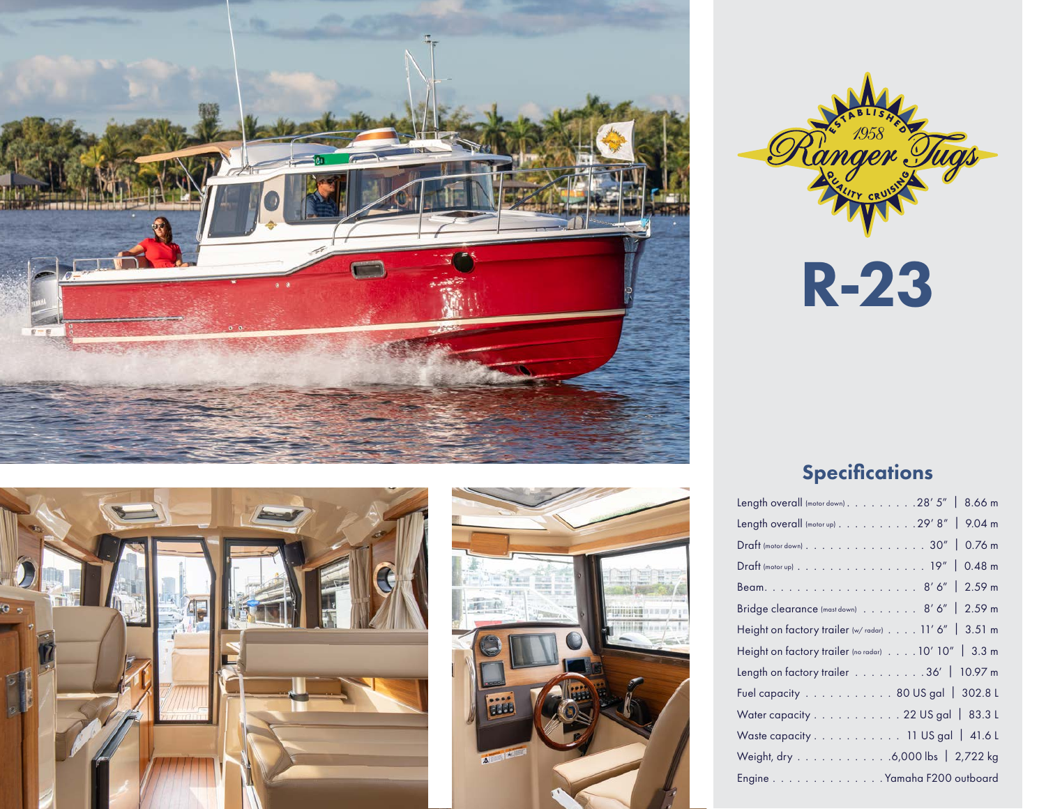# R-23

## Specifications

| Specification | Imperial | Metric |
|---|---|---|
| Length overall (motor down) | 28′ 5″ | 8.66 m |
| Length overall (motor up) | 29′ 8″ | 9.04 m |
| Draft (motor down) | 30″ | 0.76 m |
| Draft (motor up) | 19″ | 0.48 m |
| Beam | 8′ 6″ | 2.59 m |
| Bridge clearance (mast down) | 8′ 6″ | 2.59 m |
| Height on factory trailer (w/ radar) | 11′ 6″ | 3.51 m |
| Height on factory trailer (no radar) | 10′ 10″ | 3.3 m |
| Length on factory trailer | 36′ | 10.97 m |
| Fuel capacity | 80 US gal | 302.8 L |
| Water capacity | 22 US gal | 83.3 L |
| Waste capacity | 11 US gal | 41.6 L |
| Weight, dry | 6,000 lbs | 2,722 kg |
| Engine | Yamaha F200 outboard | |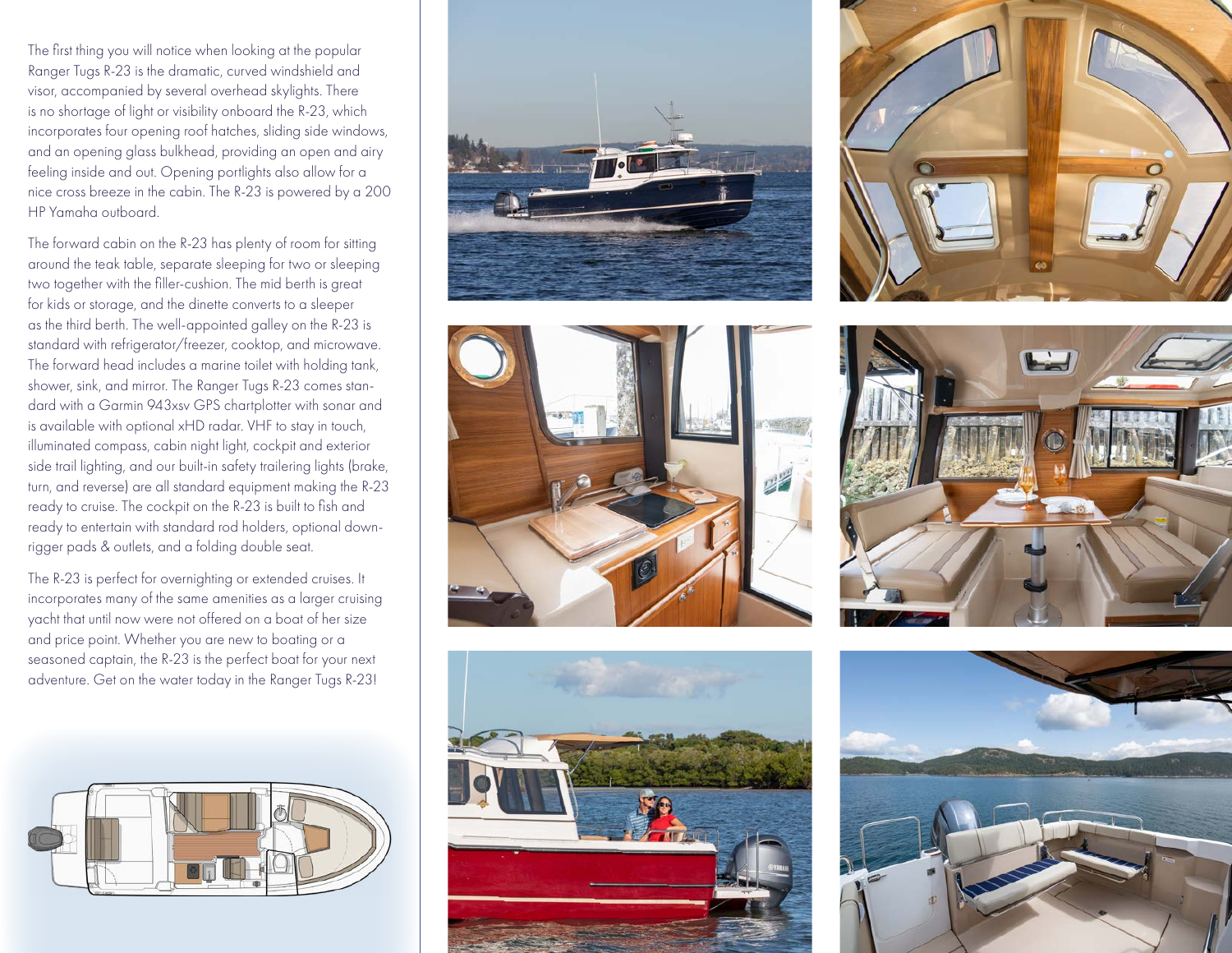The first thing you will notice when looking at the popular Ranger Tugs R-23 is the dramatic, curved windshield and visor, accompanied by several overhead skylights. There is no shortage of light or visibility onboard the R-23, which incorporates four opening roof hatches, sliding side windows, and an opening glass bulkhead, providing an open and airy feeling inside and out. Opening portlights also allow for a nice cross breeze in the cabin. The R-23 is powered by a 200 HP Yamaha outboard.

The forward cabin on the R-23 has plenty of room for sitting around the teak table, separate sleeping for two or sleeping two together with the filler-cushion. The mid berth is great for kids or storage, and the dinette converts to a sleeper as the third berth. The well-appointed galley on the R-23 is standard with refrigerator/freezer, cooktop, and microwave. The forward head includes a marine toilet with holding tank, shower, sink, and mirror. The Ranger Tugs R-23 comes standard with a Garmin 943xsv GPS chartplotter with sonar and is available with optional xHD radar. VHF to stay in touch, illuminated compass, cabin night light, cockpit and exterior side trail lighting, and our built-in safety trailering lights (brake, turn, and reverse) are all standard equipment making the R-23 ready to cruise. The cockpit on the R-23 is built to fish and ready to entertain with standard rod holders, optional downrigger pads & outlets, and a folding double seat.

The R-23 is perfect for overnighting or extended cruises. It incorporates many of the same amenities as a larger cruising yacht that until now were not offered on a boat of her size and price point. Whether you are new to boating or a seasoned captain, the R-23 is the perfect boat for your next adventure. Get on the water today in the Ranger Tugs R-23!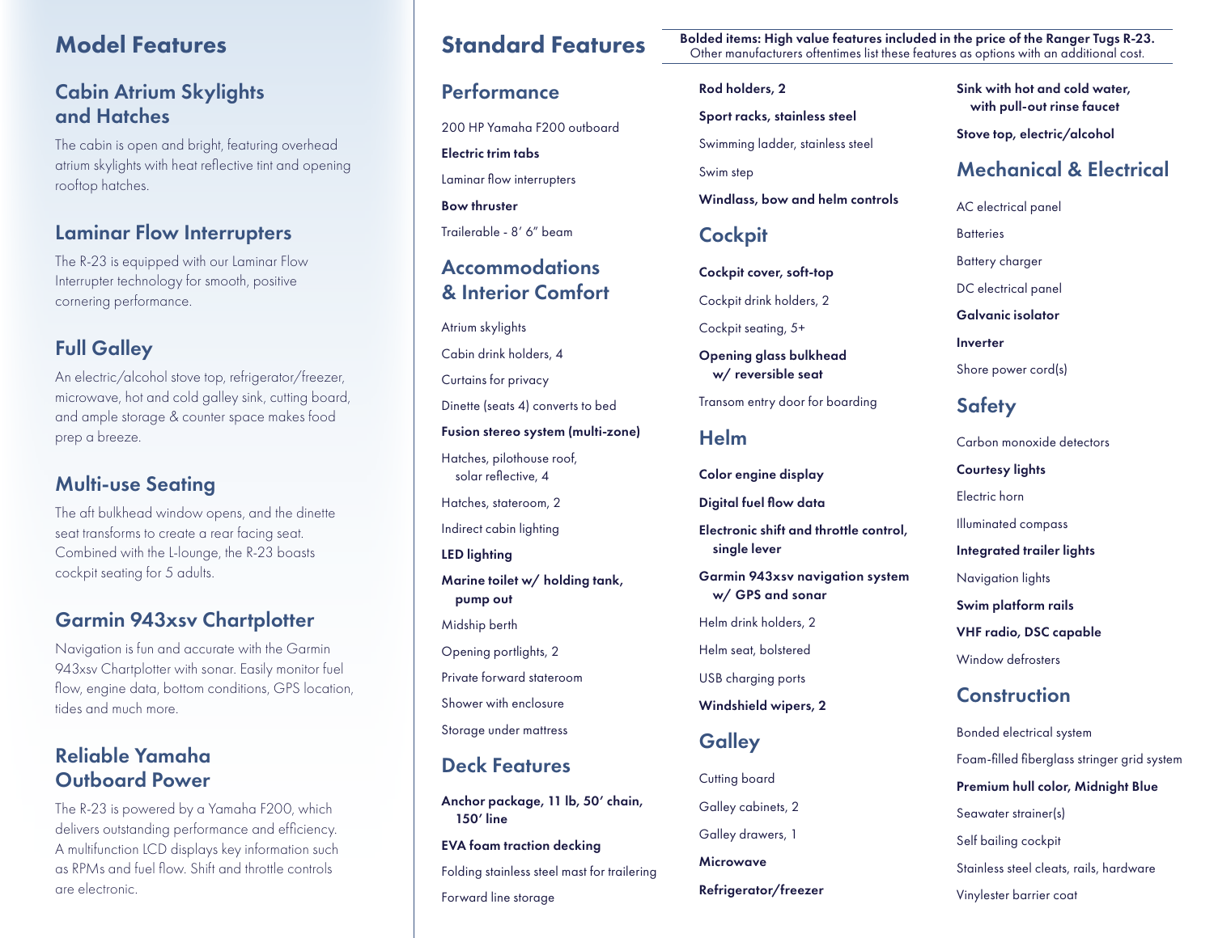## Model Features

### Cabin Atrium Skylights and Hatches

The cabin is open and bright, featuring overhead atrium skylights with heat reflective tint and opening rooftop hatches.

### Laminar Flow Interrupters

The R-23 is equipped with our Laminar Flow Interrupter technology for smooth, positive cornering performance.

### Full Galley

An electric/alcohol stove top, refrigerator/freezer, microwave, hot and cold galley sink, cutting board, and ample storage & counter space makes food prep a breeze.

### Multi-use Seating

The aft bulkhead window opens, and the dinette seat transforms to create a rear facing seat. Combined with the L-lounge, the R-23 boasts cockpit seating for 5 adults.

### Garmin 943xsv Chartplotter

Navigation is fun and accurate with the Garmin 943xsv Chartplotter with sonar. Easily monitor fuel flow, engine data, bottom conditions, GPS location, tides and much more.

### Reliable Yamaha Outboard Power

The R-23 is powered by a Yamaha F200, which delivers outstanding performance and efficiency. A multifunction LCD displays key information such as RPMs and fuel flow. Shift and throttle controls are electronic.

## Standard Features

**Bolded items: High value features included in the price of the Ranger Tugs R-23.**
Other manufacturers oftentimes list these features as options with an additional cost.

### Performance

- 200 HP Yamaha F200 outboard
- **Electric trim tabs**
- Laminar flow interrupters
- **Bow thruster**
- Trailerable - 8′ 6″ beam

### Accommodations & Interior Comfort

- Atrium skylights
- Cabin drink holders, 4
- Curtains for privacy
- Dinette (seats 4) converts to bed
- **Fusion stereo system (multi-zone)**
- Hatches, pilothouse roof, solar reflective, 4
- Hatches, stateroom, 2
- Indirect cabin lighting
- **LED lighting**
- **Marine toilet w/ holding tank, pump out**
- Midship berth
- Opening portlights, 2
- Private forward stateroom
- Shower with enclosure
- Storage under mattress

### Deck Features

- **Anchor package, 11 lb, 50′ chain, 150′ line**
- **EVA foam traction decking**
- Folding stainless steel mast for trailering
- Forward line storage
- **Rod holders, 2**
- **Sport racks, stainless steel**
- Swimming ladder, stainless steel
- Swim step
- **Windlass, bow and helm controls**

### Cockpit

- **Cockpit cover, soft-top**
- Cockpit drink holders, 2
- Cockpit seating, 5+
- **Opening glass bulkhead w/ reversible seat**
- Transom entry door for boarding

### Helm

- **Color engine display**
- **Digital fuel flow data**
- **Electronic shift and throttle control, single lever**
- **Garmin 943xsv navigation system w/ GPS and sonar**
- Helm drink holders, 2
- Helm seat, bolstered
- USB charging ports
- **Windshield wipers, 2**

### Galley

- Cutting board
- Galley cabinets, 2
- Galley drawers, 1
- **Microwave**
- **Refrigerator/freezer**
- **Sink with hot and cold water, with pull-out rinse faucet**
- **Stove top, electric/alcohol**

### Mechanical & Electrical

- AC electrical panel
- Batteries
- Battery charger
- DC electrical panel
- **Galvanic isolator**
- **Inverter**
- Shore power cord(s)

### Safety

- Carbon monoxide detectors
- **Courtesy lights**
- Electric horn
- Illuminated compass
- **Integrated trailer lights**
- Navigation lights
- **Swim platform rails**
- **VHF radio, DSC capable**
- Window defrosters

### Construction

- Bonded electrical system
- Foam-filled fiberglass stringer grid system
- **Premium hull color, Midnight Blue**
- Seawater strainer(s)
- Self bailing cockpit
- Stainless steel cleats, rails, hardware
- Vinylester barrier coat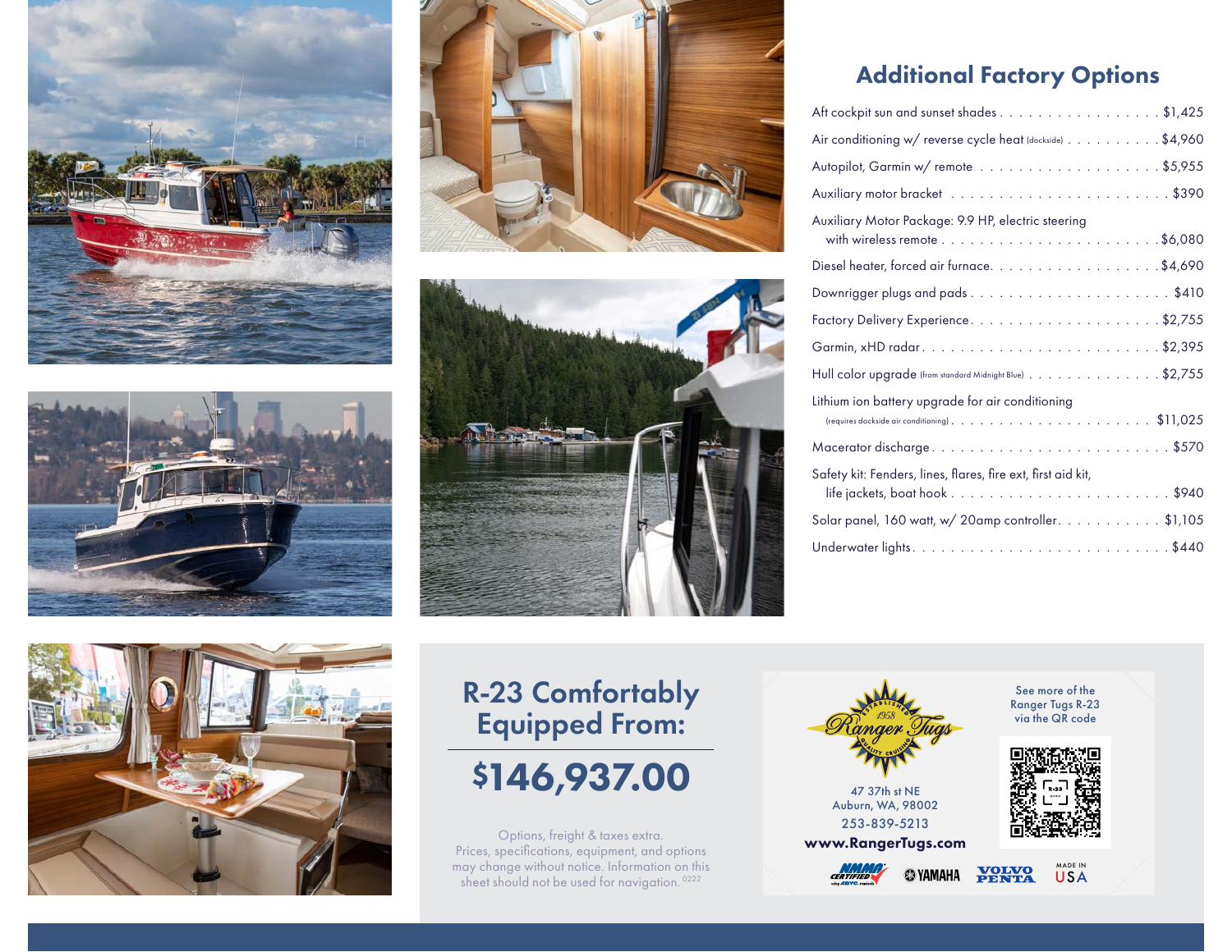## Additional Factory Options

| | |
|---|---|
| Aft cockpit sun and sunset shades | $1,425 |
| Air conditioning w/ reverse cycle heat (dockside) | $4,960 |
| Autopilot, Garmin w/ remote | $5,955 |
| Auxiliary motor bracket | $390 |
| Auxiliary Motor Package: 9.9 HP, electric steering with wireless remote | $6,080 |
| Diesel heater, forced air furnace | $4,690 |
| Downrigger plugs and pads | $410 |
| Factory Delivery Experience | $2,755 |
| Garmin, xHD radar | $2,395 |
| Hull color upgrade (from standard Midnight Blue) | $2,755 |
| Lithium ion battery upgrade for air conditioning (requires dockside air conditioning) | $11,025 |
| Macerator discharge | $570 |
| Safety kit: Fenders, lines, flares, fire ext, first aid kit, life jackets, boat hook | $940 |
| Solar panel, 160 watt, w/ 20amp controller | $1,105 |
| Underwater lights | $440 |

## R-23 Comfortably Equipped From:

# $146,937.00

Options, freight & taxes extra.
Prices, specifications, equipment, and options may change without notice. Information on this sheet should not be used for navigation. 0222

Ranger Tugs — Established 1958 — Quality Cruising

47 37th st NE
Auburn, WA, 98002
253-839-5213
**www.RangerTugs.com**

See more of the Ranger Tugs R-23 via the QR code

NMMA Certified · YAMAHA · VOLVO PENTA · MADE IN USA